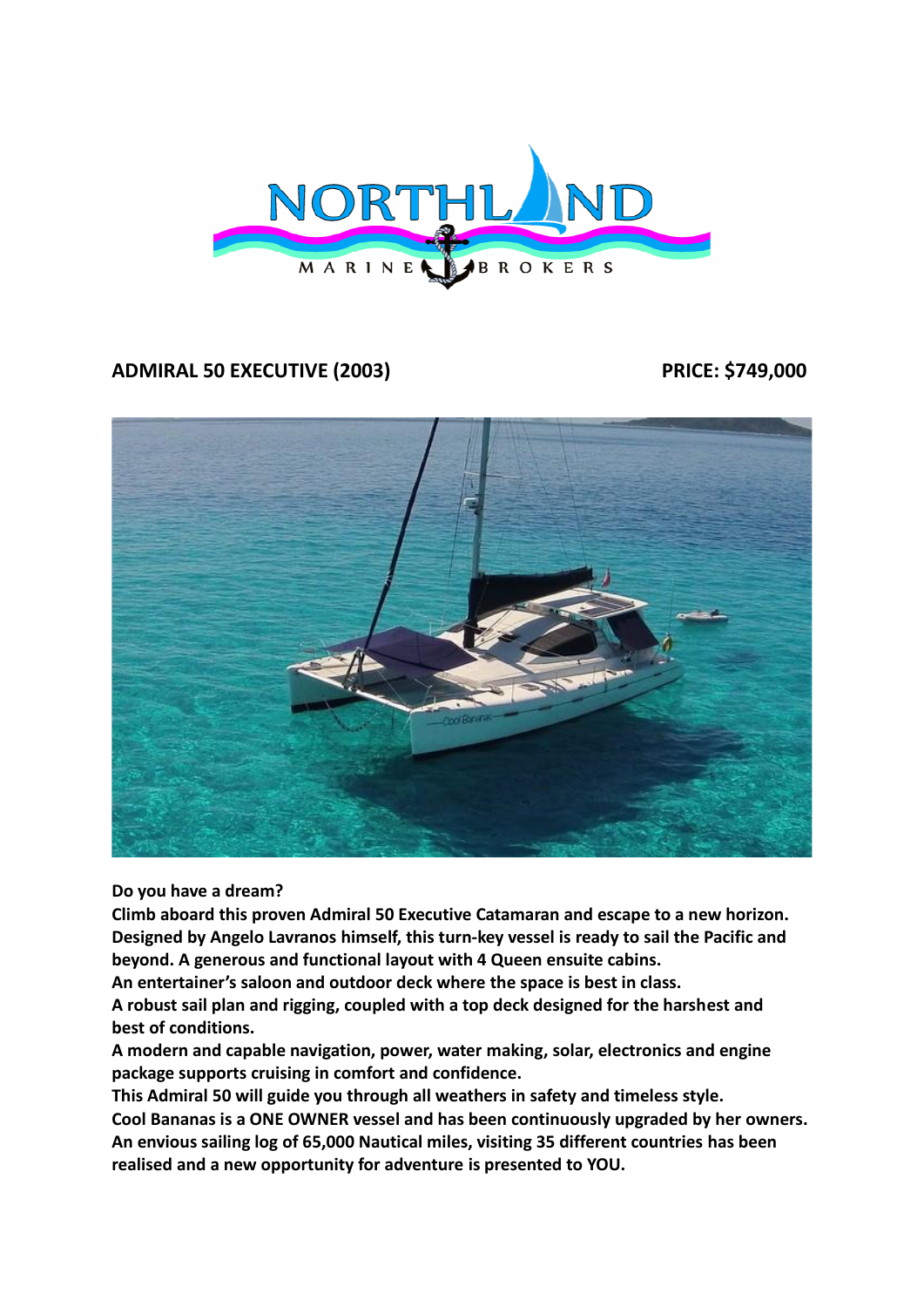NORTHLAND MARINE BROKERS

## ADMIRAL 50 EXECUTIVE (2003) — PRICE: $749,000

**Do you have a dream?**
**Climb aboard this proven Admiral 50 Executive Catamaran and escape to a new horizon. Designed by Angelo Lavranos himself, this turn-key vessel is ready to sail the Pacific and beyond. A generous and functional layout with 4 Queen ensuite cabins.**
**An entertainer's saloon and outdoor deck where the space is best in class.**
**A robust sail plan and rigging, coupled with a top deck designed for the harshest and best of conditions.**
**A modern and capable navigation, power, water making, solar, electronics and engine package supports cruising in comfort and confidence.**
**This Admiral 50 will guide you through all weathers in safety and timeless style.**
**Cool Bananas is a ONE OWNER vessel and has been continuously upgraded by her owners. An envious sailing log of 65,000 Nautical miles, visiting 35 different countries has been realised and a new opportunity for adventure is presented to YOU.**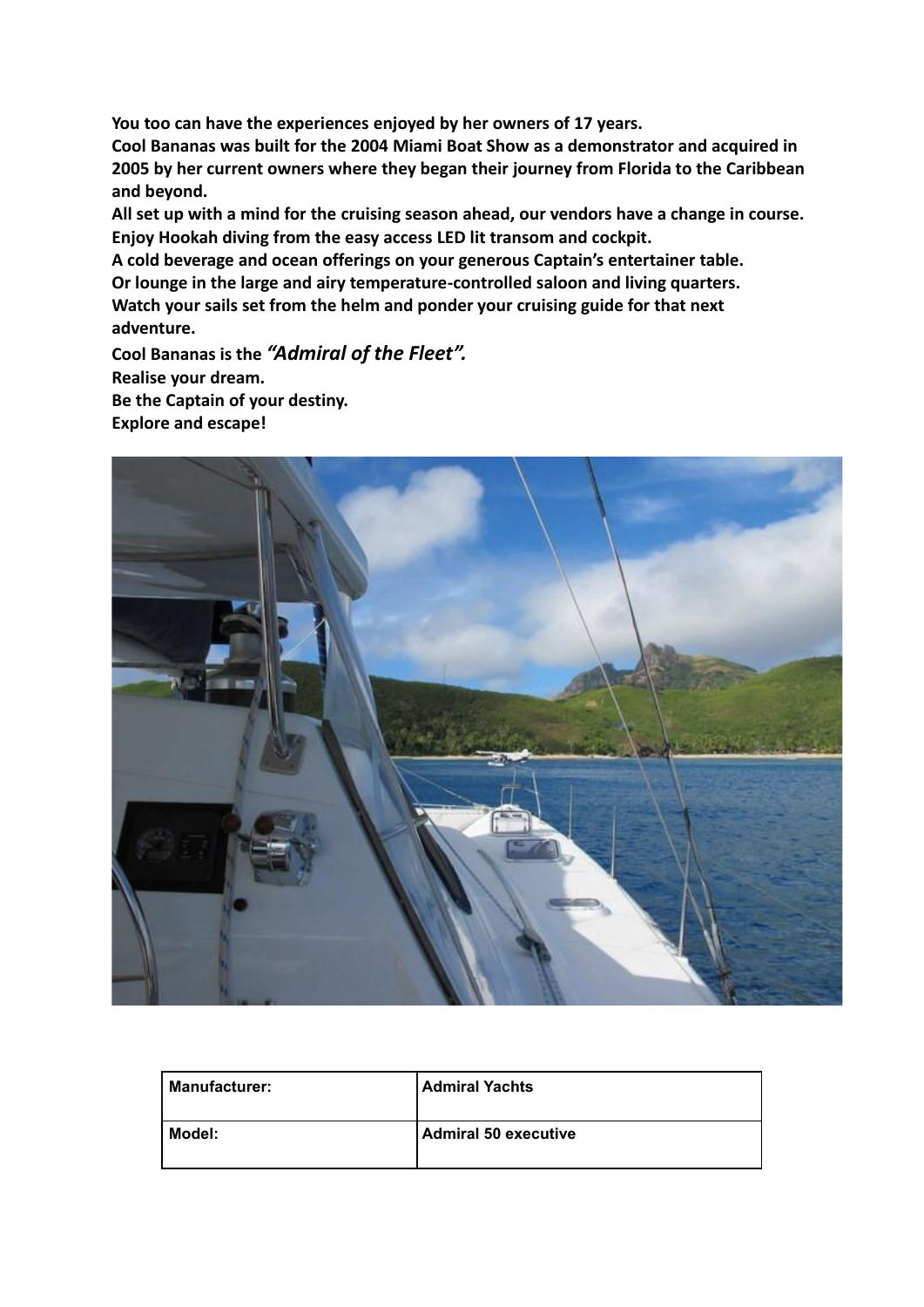**You too can have the experiences enjoyed by her owners of 17 years.**
**Cool Bananas was built for the 2004 Miami Boat Show as a demonstrator and acquired in 2005 by her current owners where they began their journey from Florida to the Caribbean and beyond.**
**All set up with a mind for the cruising season ahead, our vendors have a change in course.**
**Enjoy Hookah diving from the easy access LED lit transom and cockpit.**
**A cold beverage and ocean offerings on your generous Captain's entertainer table.**
**Or lounge in the large and airy temperature-controlled saloon and living quarters.**
**Watch your sails set from the helm and ponder your cruising guide for that next adventure.**
**Cool Bananas is the *"Admiral of the Fleet".***
**Realise your dream.**
**Be the Captain of your destiny.**
**Explore and escape!**

| Manufacturer: | Admiral Yachts |
| --- | --- |
| Model: | Admiral 50 executive |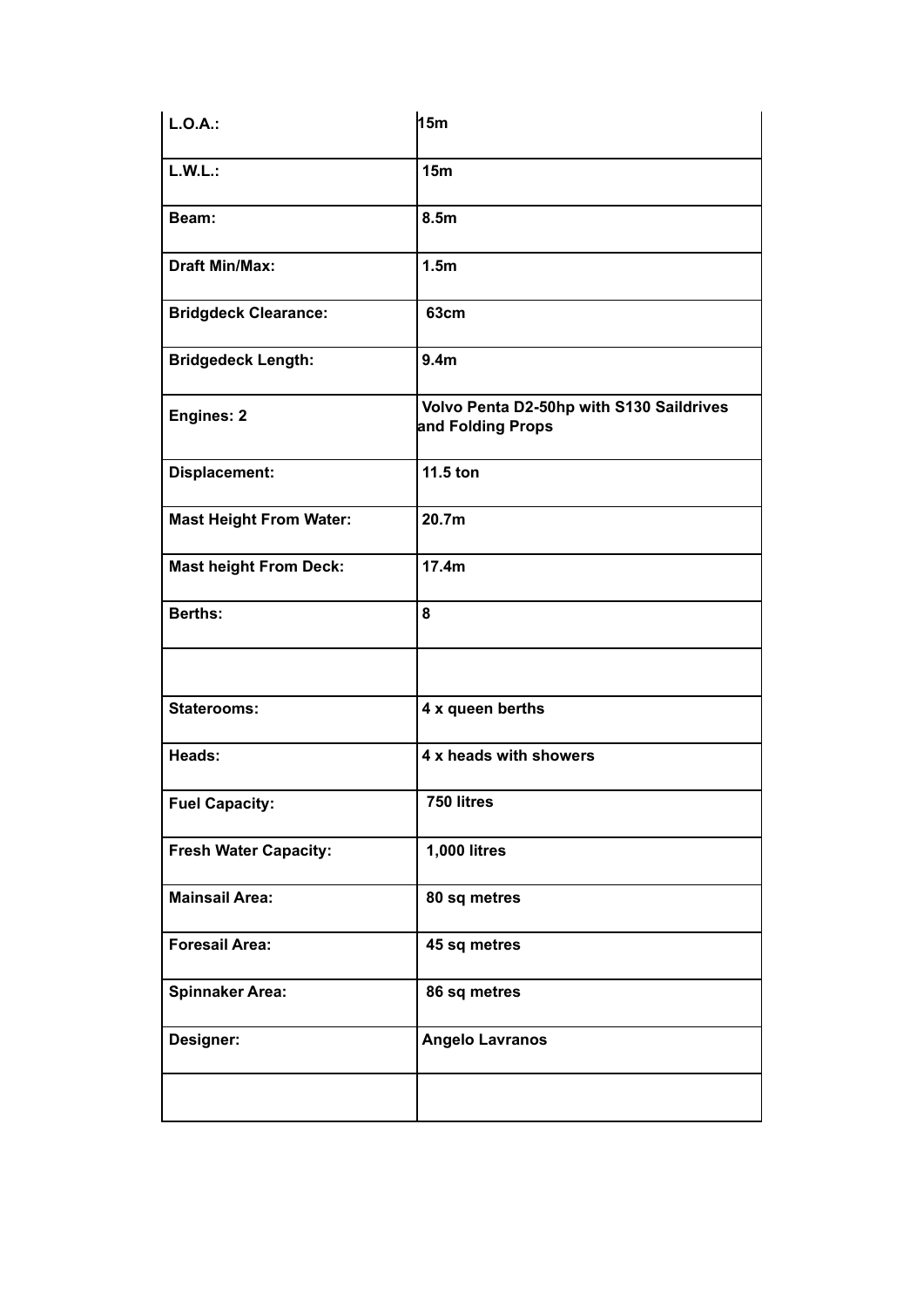| **L.O.A.:** | **15m** |
|---|---|
| **L.W.L.:** | **15m** |
| **Beam:** | **8.5m** |
| **Draft Min/Max:** | **1.5m** |
| **Bridgdeck Clearance:** | **63cm** |
| **Bridgedeck Length:** | **9.4m** |
| **Engines: 2** | **Volvo Penta D2-50hp with S130 Saildrives and Folding Props** |
| **Displacement:** | **11.5 ton** |
| **Mast Height From Water:** | **20.7m** |
| **Mast height From Deck:** | **17.4m** |
| **Berths:** | **8** |
| | |
| **Staterooms:** | **4 x queen berths** |
| **Heads:** | **4 x heads with showers** |
| **Fuel Capacity:** | **750 litres** |
| **Fresh Water Capacity:** | **1,000 litres** |
| **Mainsail Area:** | **80 sq metres** |
| **Foresail Area:** | **45 sq metres** |
| **Spinnaker Area:** | **86 sq metres** |
| **Designer:** | **Angelo Lavranos** |
| | |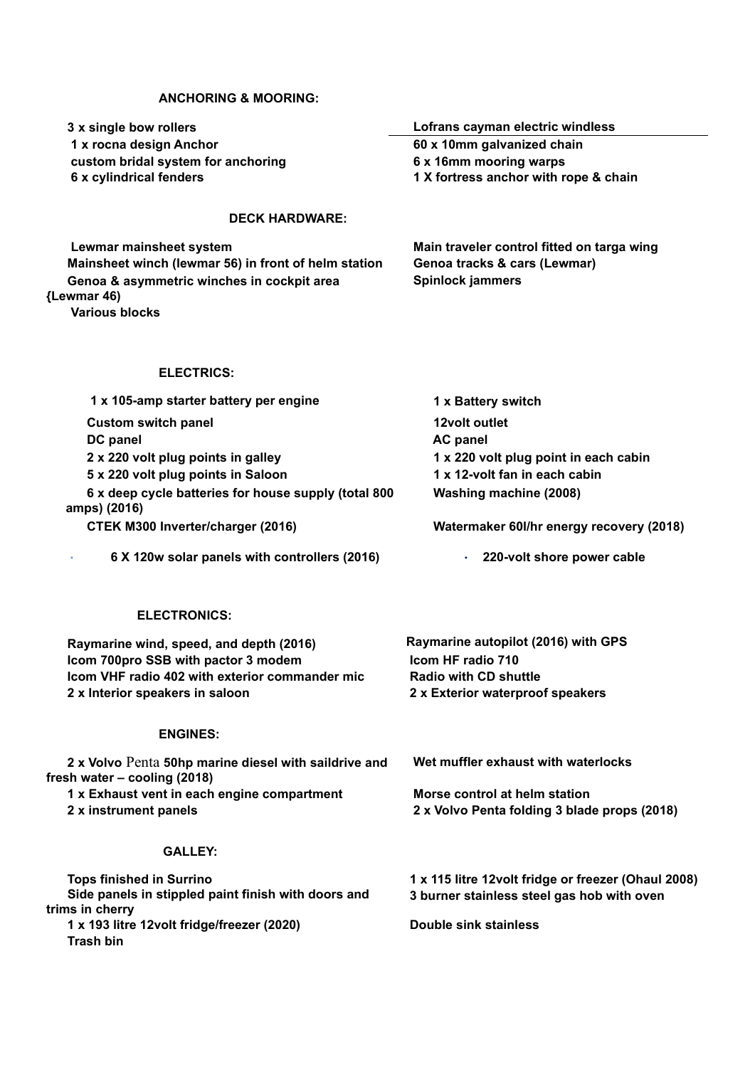## ANCHORING & MOORING:

**3 x single bow rollers**
**1 x rocna design Anchor**
**custom bridal system for anchoring**
**6 x cylindrical fenders**
**Lofrans cayman electric windless**
**60 x 10mm galvanized chain**
**6 x 16mm mooring warps**
**1 X fortress anchor with rope & chain**

## DECK HARDWARE:

**Lewmar mainsheet system**
**Mainsheet winch (lewmar 56) in front of helm station**
**Genoa & asymmetric winches in cockpit area {Lewmar 46)**
**Various blocks**
**Main traveler control fitted on targa wing**
**Genoa tracks & cars (Lewmar)**
**Spinlock jammers**

## ELECTRICS:

**1 x 105-amp starter battery per engine**
**Custom switch panel**
**DC panel**
**2 x 220 volt plug points in galley**
**5 x 220 volt plug points in Saloon**
**6 x deep cycle batteries for house supply (total 800 amps) (2016)**
**CTEK M300 Inverter/charger (2016)**

- **6 X 120w solar panels with controllers (2016)**

**1 x Battery switch**
**12volt outlet**
**AC panel**
**1 x 220 volt plug point in each cabin**
**1 x 12-volt fan in each cabin**
**Washing machine (2008)**
**Watermaker 60l/hr energy recovery (2018)**

- **220-volt shore power cable**

## ELECTRONICS:

**Raymarine wind, speed, and depth (2016)**
**Icom 700pro SSB with pactor 3 modem**
**Icom VHF radio 402 with exterior commander mic**
**2 x Interior speakers in saloon**
**Raymarine autopilot (2016) with GPS**
**Icom HF radio 710**
**Radio with CD shuttle**
**2 x Exterior waterproof speakers**

## ENGINES:

**2 x Volvo Penta 50hp marine diesel with saildrive and fresh water – cooling (2018)**
**1 x Exhaust vent in each engine compartment**
**2 x instrument panels**
**Wet muffler exhaust with waterlocks**
**Morse control at helm station**
**2 x Volvo Penta folding 3 blade props (2018)**

## GALLEY:

**Tops finished in Surrino**
**Side panels in stippled paint finish with doors and trims in cherry**
**1 x 193 litre 12volt fridge/freezer (2020)**
**Trash bin**
**1 x 115 litre 12volt fridge or freezer (Ohaul 2008)**
**3 burner stainless steel gas hob with oven**
**Double sink stainless**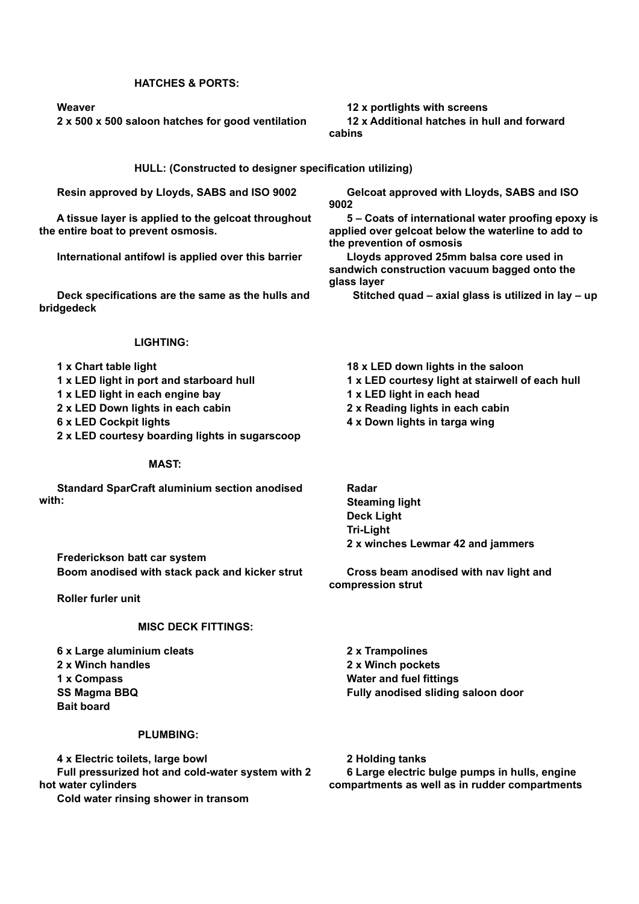## HATCHES & PORTS:

**Weaver**

**2 x 500 x 500 saloon hatches for good ventilation**

**12 x portlights with screens**

**12 x Additional hatches in hull and forward cabins**

## HULL: (Constructed to designer specification utilizing)

**Resin approved by Lloyds, SABS and ISO 9002**

**Gelcoat approved with Lloyds, SABS and ISO 9002**

**A tissue layer is applied to the gelcoat throughout the entire boat to prevent osmosis.**

**5 – Coats of international water proofing epoxy is applied over gelcoat below the waterline to add to the prevention of osmosis**

**International antifowl is applied over this barrier**

**Lloyds approved 25mm balsa core used in sandwich construction vacuum bagged onto the glass layer**

**Deck specifications are the same as the hulls and bridgedeck**

**Stitched quad – axial glass is utilized in lay – up**

## LIGHTING:

**1 x Chart table light**
**1 x LED light in port and starboard hull**
**1 x LED light in each engine bay**
**2 x LED Down lights in each cabin**
**6 x LED Cockpit lights**
**2 x LED courtesy boarding lights in sugarscoop**

**18 x LED down lights in the saloon**
**1 x LED courtesy light at stairwell of each hull**
**1 x LED light in each head**
**2 x Reading lights in each cabin**
**4 x Down lights in targa wing**

## MAST:

**Standard SparCraft aluminium section anodised with:**

**Radar**
**Steaming light**
**Deck Light**
**Tri-Light**
**2 x winches Lewmar 42 and jammers**

**Frederickson batt car system**

**Boom anodised with stack pack and kicker strut**

**Cross beam anodised with nav light and compression strut**

**Roller furler unit**

## MISC DECK FITTINGS:

**6 x Large aluminium cleats**
**2 x Winch handles**
**1 x Compass**
**SS Magma BBQ**
**Bait board**

**2 x Trampolines**
**2 x Winch pockets**
**Water and fuel fittings**
**Fully anodised sliding saloon door**

## PLUMBING:

**4 x Electric toilets, large bowl**

**Full pressurized hot and cold-water system with 2 hot water cylinders**

**Cold water rinsing shower in transom**

**2 Holding tanks**

**6 Large electric bulge pumps in hulls, engine compartments as well as in rudder compartments**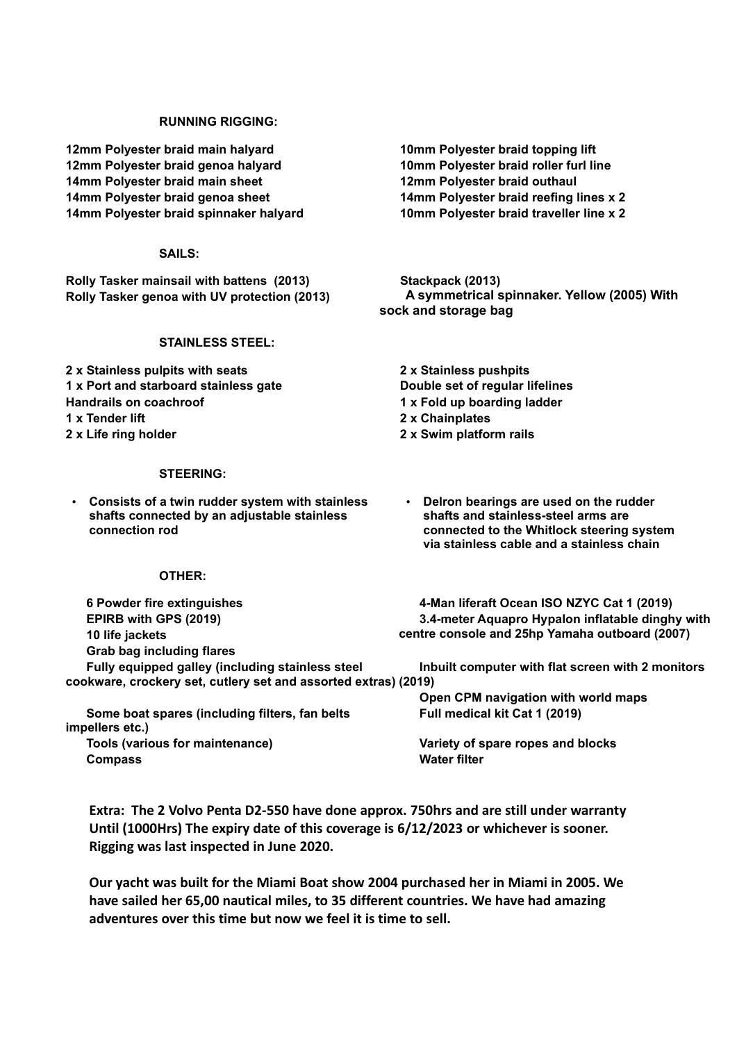### RUNNING RIGGING:

**12mm Polyester braid main halyard**
**12mm Polyester braid genoa halyard**
**14mm Polyester braid main sheet**
**14mm Polyester braid genoa sheet**
**14mm Polyester braid spinnaker halyard**
**10mm Polyester braid topping lift**
**10mm Polyester braid roller furl line**
**12mm Polyester braid outhaul**
**14mm Polyester braid reefing lines x 2**
**10mm Polyester braid traveller line x 2**

### SAILS:

**Rolly Tasker mainsail with battens (2013)**
**Rolly Tasker genoa with UV protection (2013)**
**Stackpack (2013)**
**A symmetrical spinnaker. Yellow (2005) With sock and storage bag**

### STAINLESS STEEL:

**2 x Stainless pulpits with seats**
**1 x Port and starboard stainless gate**
**Handrails on coachroof**
**1 x Tender lift**
**2 x Life ring holder**
**2 x Stainless pushpits**
**Double set of regular lifelines**
**1 x Fold up boarding ladder**
**2 x Chainplates**
**2 x Swim platform rails**

### STEERING:

- **Consists of a twin rudder system with stainless shafts connected by an adjustable stainless connection rod**
- **Delron bearings are used on the rudder shafts and stainless-steel arms are connected to the Whitlock steering system via stainless cable and a stainless chain**

### OTHER:

**6 Powder fire extinguishes**
**EPIRB with GPS (2019)**
**10 life jackets**
**Grab bag including flares**
**Fully equipped galley (including stainless steel cookware, crockery set, cutlery set and assorted extras) (2019)**
**Some boat spares (including filters, fan belts impellers etc.)**
**Tools (various for maintenance)**
**Compass**
**4-Man liferaft Ocean ISO NZYC Cat 1 (2019)**
**3.4-meter Aquapro Hypalon inflatable dinghy with centre console and 25hp Yamaha outboard (2007)**
**Inbuilt computer with flat screen with 2 monitors**
**Open CPM navigation with world maps**
**Full medical kit Cat 1 (2019)**
**Variety of spare ropes and blocks**
**Water filter**

**Extra: The 2 Volvo Penta D2-550 have done approx. 750hrs and are still under warranty Until (1000Hrs) The expiry date of this coverage is 6/12/2023 or whichever is sooner. Rigging was last inspected in June 2020.**

**Our yacht was built for the Miami Boat show 2004 purchased her in Miami in 2005. We have sailed her 65,00 nautical miles, to 35 different countries. We have had amazing adventures over this time but now we feel it is time to sell.**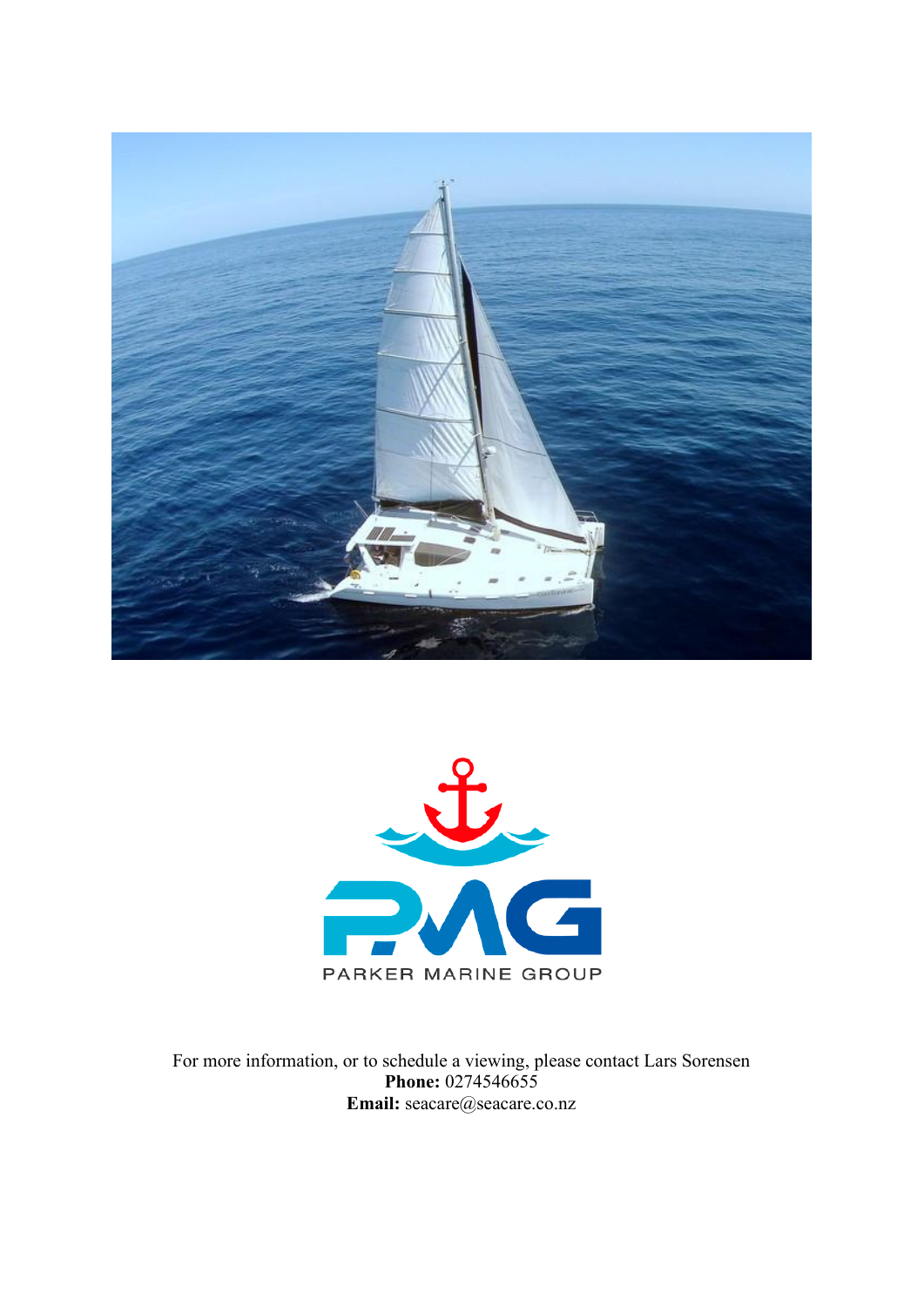PARKER MARINE GROUP

For more information, or to schedule a viewing, please contact Lars Sorensen
**Phone:** 0274546655
**Email:** seacare@seacare.co.nz